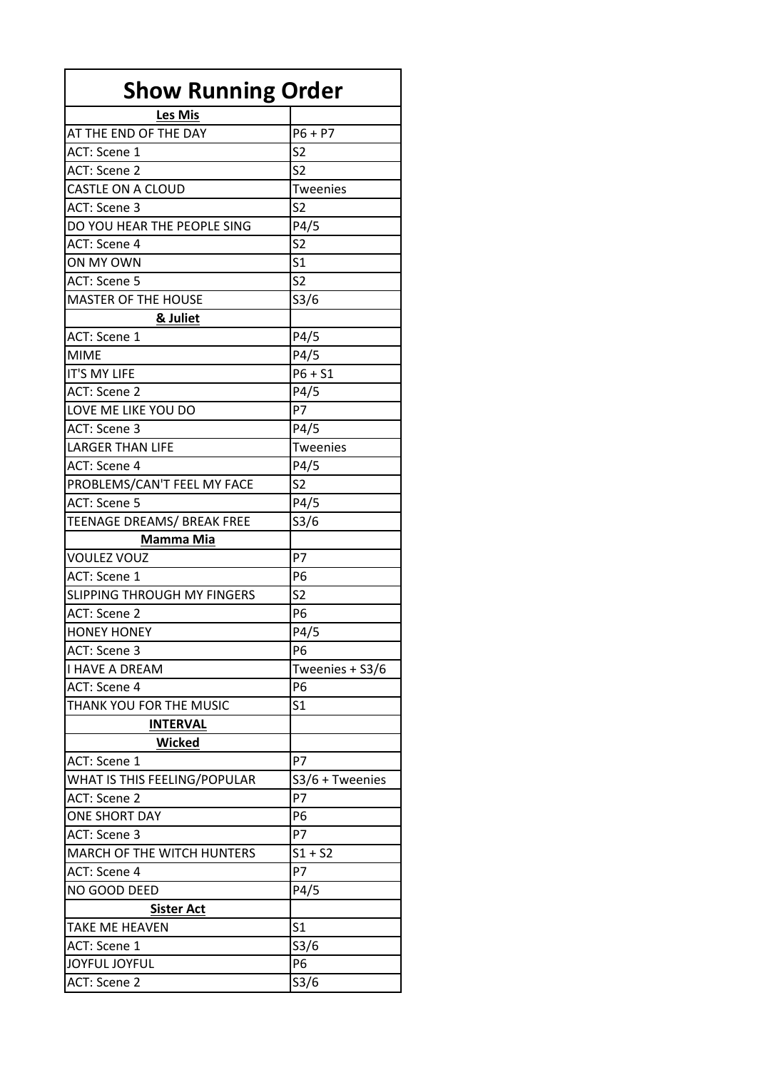# Show Running Order

| | |
|---|---|
| **Les Mis** | |
| AT THE END OF THE DAY | P6 + P7 |
| ACT: Scene 1 | S2 |
| ACT: Scene 2 | S2 |
| CASTLE ON A CLOUD | Tweenies |
| ACT: Scene 3 | S2 |
| DO YOU HEAR THE PEOPLE SING | P4/5 |
| ACT: Scene 4 | S2 |
| ON MY OWN | S1 |
| ACT: Scene 5 | S2 |
| MASTER OF THE HOUSE | S3/6 |
| **& Juliet** | |
| ACT: Scene 1 | P4/5 |
| MIME | P4/5 |
| IT'S MY LIFE | P6 + S1 |
| ACT: Scene 2 | P4/5 |
| LOVE ME LIKE YOU DO | P7 |
| ACT: Scene 3 | P4/5 |
| LARGER THAN LIFE | Tweenies |
| ACT: Scene 4 | P4/5 |
| PROBLEMS/CAN'T FEEL MY FACE | S2 |
| ACT: Scene 5 | P4/5 |
| TEENAGE DREAMS/ BREAK FREE | S3/6 |
| **Mamma Mia** | |
| VOULEZ VOUZ | P7 |
| ACT: Scene 1 | P6 |
| SLIPPING THROUGH MY FINGERS | S2 |
| ACT: Scene 2 | P6 |
| HONEY HONEY | P4/5 |
| ACT: Scene 3 | P6 |
| I HAVE A DREAM | Tweenies + S3/6 |
| ACT: Scene 4 | P6 |
| THANK YOU FOR THE MUSIC | S1 |
| **INTERVAL** | |
| **Wicked** | |
| ACT: Scene 1 | P7 |
| WHAT IS THIS FEELING/POPULAR | S3/6 + Tweenies |
| ACT: Scene 2 | P7 |
| ONE SHORT DAY | P6 |
| ACT: Scene 3 | P7 |
| MARCH OF THE WITCH HUNTERS | S1 + S2 |
| ACT: Scene 4 | P7 |
| NO GOOD DEED | P4/5 |
| **Sister Act** | |
| TAKE ME HEAVEN | S1 |
| ACT: Scene 1 | S3/6 |
| JOYFUL JOYFUL | P6 |
| ACT: Scene 2 | S3/6 |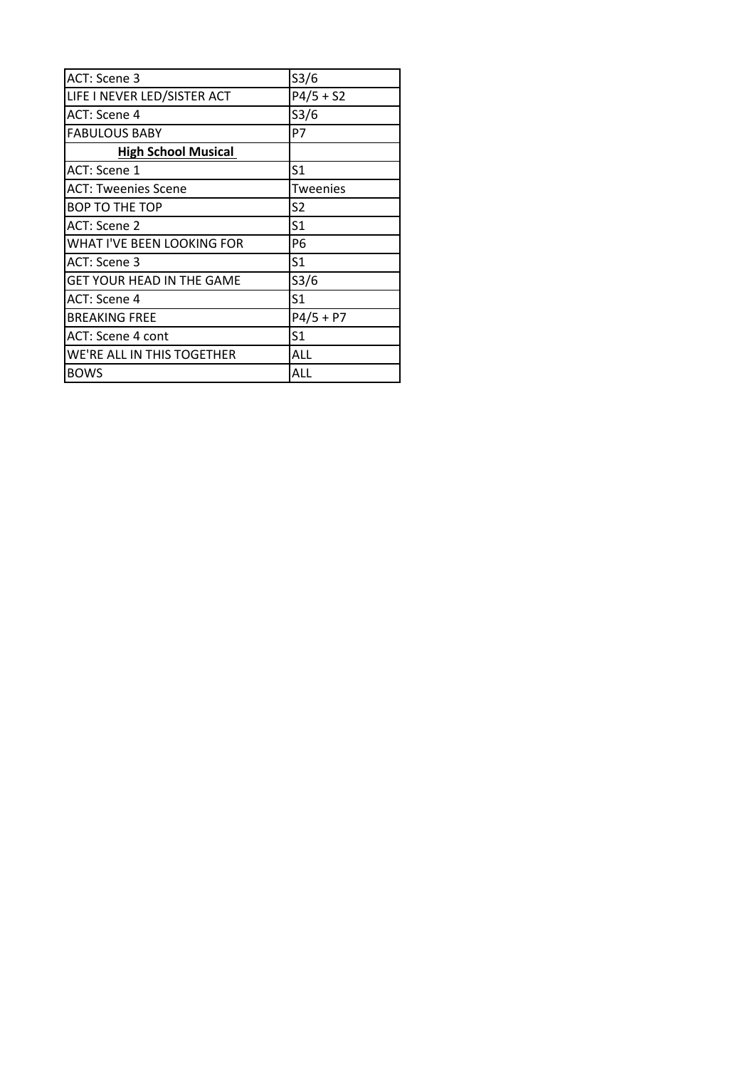| | |
|---|---|
| ACT: Scene 3 | S3/6 |
| LIFE I NEVER LED/SISTER ACT | P4/5 + S2 |
| ACT: Scene 4 | S3/6 |
| FABULOUS BABY | P7 |
| **High School Musical** | |
| ACT: Scene 1 | S1 |
| ACT: Tweenies Scene | Tweenies |
| BOP TO THE TOP | S2 |
| ACT: Scene 2 | S1 |
| WHAT I'VE BEEN LOOKING FOR | P6 |
| ACT: Scene 3 | S1 |
| GET YOUR HEAD IN THE GAME | S3/6 |
| ACT: Scene 4 | S1 |
| BREAKING FREE | P4/5 + P7 |
| ACT: Scene 4 cont | S1 |
| WE'RE ALL IN THIS TOGETHER | ALL |
| BOWS | ALL |